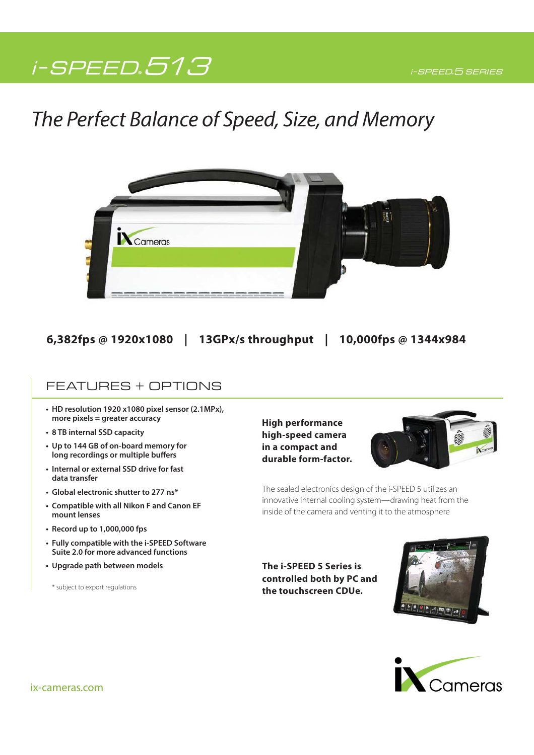# i-SPEED 513

i-SPEED 5 SERIES

## *The Perfect Balance of Speed, Size, and Memory*

**6,382fps @ 1920x1080 | 13GPx/s throughput | 10,000fps @ 1344x984**

## FEATURES + OPTIONS

- **HD resolution 1920 x1080 pixel sensor (2.1MPx), more pixels = greater accuracy**
- **8 TB internal SSD capacity**
- **Up to 144 GB of on-board memory for long recordings or multiple buffers**
- **Internal or external SSD drive for fast data transfer**
- **Global electronic shutter to 277 ns***
- **Compatible with all Nikon F and Canon EF mount lenses**
- **Record up to 1,000,000 fps**
- **Fully compatible with the i-SPEED Software Suite 2.0 for more advanced functions**
- **Upgrade path between models**

\* subject to export regulations

**High performance high-speed camera in a compact and durable form-factor.**

The sealed electronics design of the i-SPEED 5 utilizes an innovative internal cooling system—drawing heat from the inside of the camera and venting it to the atmosphere

**The i-SPEED 5 Series is controlled both by PC and the touchscreen CDUe.**

ix-cameras.com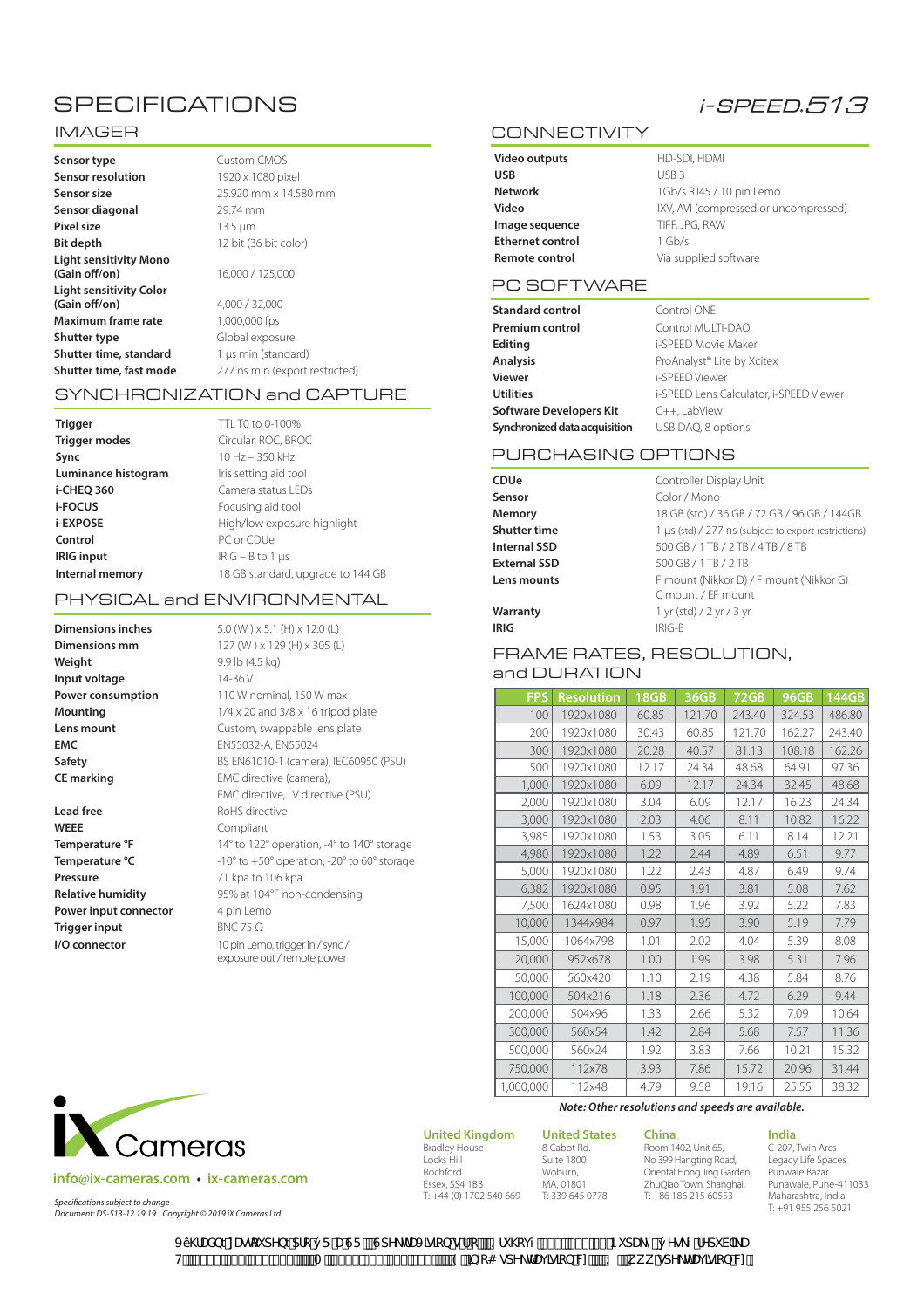# SPECIFICATIONS

*i-SPEED.513*

## IMAGER

| | |
|---|---|
| **Sensor type** | Custom CMOS |
| **Sensor resolution** | 1920 x 1080 pixel |
| **Sensor size** | 25.920 mm x 14.580 mm |
| **Sensor diagonal** | 29.74 mm |
| **Pixel size** | 13.5 µm |
| **Bit depth** | 12 bit (36 bit color) |
| **Light sensitivity Mono (Gain off/on)** | 16,000 / 125,000 |
| **Light sensitivity Color (Gain off/on)** | 4,000 / 32,000 |
| **Maximum frame rate** | 1,000,000 fps |
| **Shutter type** | Global exposure |
| **Shutter time, standard** | 1 µs min (standard) |
| **Shutter time, fast mode** | 277 ns min (export restricted) |

## SYNCHRONIZATION and CAPTURE

| | |
|---|---|
| **Trigger** | TTL T0 to 0-100% |
| **Trigger modes** | Circular, ROC, BROC |
| **Sync** | 10 Hz – 350 kHz |
| **Luminance histogram** | Iris setting aid tool |
| **i-CHEQ 360** | Camera status LEDs |
| **i-FOCUS** | Focusing aid tool |
| **i-EXPOSE** | High/low exposure highlight |
| **Control** | PC or CDUe |
| **IRIG input** | IRIG – B to 1 µs |
| **Internal memory** | 18 GB standard, upgrade to 144 GB |

## PHYSICAL and ENVIRONMENTAL

| | |
|---|---|
| **Dimensions inches** | 5.0 (W) x 5.1 (H) x 12.0 (L) |
| **Dimensions mm** | 127 (W) x 129 (H) x 305 (L) |
| **Weight** | 9.9 lb (4.5 kg) |
| **Input voltage** | 14-36 V |
| **Power consumption** | 110 W nominal, 150 W max |
| **Mounting** | 1/4 x 20 and 3/8 x 16 tripod plate |
| **Lens mount** | Custom, swappable lens plate |
| **EMC** | EN55032-A, EN55024 |
| **Safety** | BS EN61010-1 (camera), IEC60950 (PSU) |
| **CE marking** | EMC directive (camera), EMC directive, LV directive (PSU) |
| **Lead free** | RoHS directive |
| **WEEE** | Compliant |
| **Temperature °F** | 14° to 122° operation, -4° to 140° storage |
| **Temperature °C** | -10° to +50° operation, -20° to 60° storage |
| **Pressure** | 71 kpa to 106 kpa |
| **Relative humidity** | 95% at 104°F non-condensing |
| **Power input connector** | 4 pin Lemo |
| **Trigger input** | BNC 75 Ω |
| **I/O connector** | 10 pin Lemo, trigger in / sync / exposure out / remote power |

## CONNECTIVITY

| | |
|---|---|
| **Video outputs** | HD-SDI, HDMI |
| **USB** | USB 3 |
| **Network** | 1Gb/s RJ45 / 10 pin Lemo |
| **Video** | IXV, AVI (compressed or uncompressed) |
| **Image sequence** | TIFF, JPG, RAW |
| **Ethernet control** | 1 Gb/s |
| **Remote control** | Via supplied software |

## PC SOFTWARE

| | |
|---|---|
| **Standard control** | Control ONE |
| **Premium control** | Control MULTI-DAQ |
| **Editing** | i-SPEED Movie Maker |
| **Analysis** | ProAnalyst® Lite by Xcitex |
| **Viewer** | i-SPEED Viewer |
| **Utilities** | i-SPEED Lens Calculator, i-SPEED Viewer |
| **Software Developers Kit** | C++, LabView |
| **Synchronized data acquisition** | USB DAQ, 8 options |

## PURCHASING OPTIONS

| | |
|---|---|
| **CDUe** | Controller Display Unit |
| **Sensor** | Color / Mono |
| **Memory** | 18 GB (std) / 36 GB / 72 GB / 96 GB / 144GB |
| **Shutter time** | 1 µs (std) / 277 ns (subject to export restrictions) |
| **Internal SSD** | 500 GB / 1 TB / 2 TB / 4 TB / 8 TB |
| **External SSD** | 500 GB / 1 TB / 2 TB |
| **Lens mounts** | F mount (Nikkor D) / F mount (Nikkor G) C mount / EF mount |
| **Warranty** | 1 yr (std) / 2 yr / 3 yr |
| **IRIG** | IRIG-B |

## FRAME RATES, RESOLUTION, and DURATION

| FPS | Resolution | 18GB | 36GB | 72GB | 96GB | 144GB |
|---|---|---|---|---|---|---|
| 100 | 1920x1080 | 60.85 | 121.70 | 243.40 | 324.53 | 486.80 |
| 200 | 1920x1080 | 30.43 | 60.85 | 121.70 | 162.27 | 243.40 |
| 300 | 1920x1080 | 20.28 | 40.57 | 81.13 | 108.18 | 162.26 |
| 500 | 1920x1080 | 12.17 | 24.34 | 48.68 | 64.91 | 97.36 |
| 1,000 | 1920x1080 | 6.09 | 12.17 | 24.34 | 32.45 | 48.68 |
| 2,000 | 1920x1080 | 3.04 | 6.09 | 12.17 | 16.23 | 24.34 |
| 3,000 | 1920x1080 | 2.03 | 4.06 | 8.11 | 10.82 | 16.22 |
| 3,985 | 1920x1080 | 1.53 | 3.05 | 6.11 | 8.14 | 12.21 |
| 4,980 | 1920x1080 | 1.22 | 2.44 | 4.89 | 6.51 | 9.77 |
| 5,000 | 1920x1080 | 1.22 | 2.43 | 4.87 | 6.49 | 9.74 |
| 6,382 | 1920x1080 | 0.95 | 1.91 | 3.81 | 5.08 | 7.62 |
| 7,500 | 1624x1080 | 0.98 | 1.96 | 3.92 | 5.22 | 7.83 |
| 10,000 | 1344x984 | 0.97 | 1.95 | 3.90 | 5.19 | 7.79 |
| 15,000 | 1064x798 | 1.01 | 2.02 | 4.04 | 5.39 | 8.08 |
| 20,000 | 952x678 | 1.00 | 1.99 | 3.98 | 5.31 | 7.96 |
| 50,000 | 560x420 | 1.10 | 2.19 | 4.38 | 5.84 | 8.76 |
| 100,000 | 504x216 | 1.18 | 2.36 | 4.72 | 6.29 | 9.44 |
| 200,000 | 504x96 | 1.33 | 2.66 | 5.32 | 7.09 | 10.64 |
| 300,000 | 560x54 | 1.42 | 2.84 | 5.68 | 7.57 | 11.36 |
| 500,000 | 560x24 | 1.92 | 3.83 | 7.66 | 10.21 | 15.32 |
| 750,000 | 112x78 | 3.93 | 7.86 | 15.72 | 20.96 | 31.44 |
| 1,000,000 | 112x48 | 4.79 | 9.58 | 19.16 | 25.55 | 38.32 |

***Note: Other resolutions and speeds are available.***

iX Cameras

**info@ix-cameras.com • ix-cameras.com**

*Specifications subject to change*
*Document: DS-513-12.19.19 Copyright © 2019 iX Cameras Ltd.*

**United Kingdom**
Bradley House
Locks Hill
Rochford
Essex, SS4 1BB
T: +44 (0) 1702 540 669

**United States**
8 Cabot Rd.
Suite 1800
Woburn,
MA, 01801
T: 339 645 0778

**China**
Room 1402, Unit 65,
No 399 Hangting Road,
Oriental Hong Jing Garden,
ZhuQiao Town, Shanghai,
T: +86 186 215 60553

**India**
C-207, Twin Arcs
Legacy Life Spaces
Punwale Bazar
Punawale, Pune-411033
Maharashtra, India
T: +91 955 256 5021